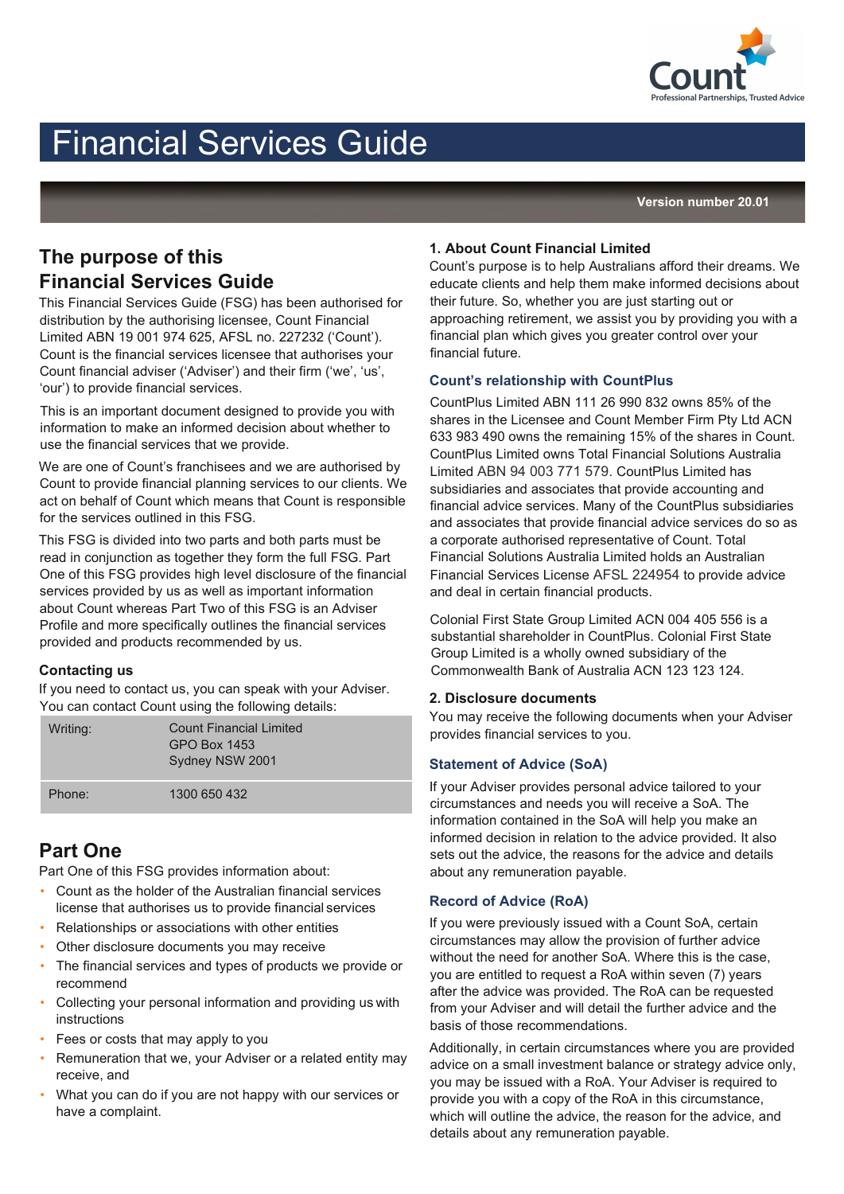# Financial Services Guide

**Version number 20.01**

## The purpose of this Financial Services Guide

This Financial Services Guide (FSG) has been authorised for distribution by the authorising licensee, Count Financial Limited ABN 19 001 974 625, AFSL no. 227232 ('Count'). Count is the financial services licensee that authorises your Count financial adviser ('Adviser') and their firm ('we', 'us', 'our') to provide financial services.

This is an important document designed to provide you with information to make an informed decision about whether to use the financial services that we provide.

We are one of Count's franchisees and we are authorised by Count to provide financial planning services to our clients. We act on behalf of Count which means that Count is responsible for the services outlined in this FSG.

This FSG is divided into two parts and both parts must be read in conjunction as together they form the full FSG. Part One of this FSG provides high level disclosure of the financial services provided by us as well as important information about Count whereas Part Two of this FSG is an Adviser Profile and more specifically outlines the financial services provided and products recommended by us.

### Contacting us

If you need to contact us, you can speak with your Adviser. You can contact Count using the following details:

| | |
|---|---|
| Writing: | Count Financial Limited<br>GPO Box 1453<br>Sydney NSW 2001 |
| Phone: | 1300 650 432 |

## Part One

Part One of this FSG provides information about:

- Count as the holder of the Australian financial services license that authorises us to provide financial services
- Relationships or associations with other entities
- Other disclosure documents you may receive
- The financial services and types of products we provide or recommend
- Collecting your personal information and providing us with instructions
- Fees or costs that may apply to you
- Remuneration that we, your Adviser or a related entity may receive, and
- What you can do if you are not happy with our services or have a complaint.

### 1. About Count Financial Limited

Count's purpose is to help Australians afford their dreams. We educate clients and help them make informed decisions about their future. So, whether you are just starting out or approaching retirement, we assist you by providing you with a financial plan which gives you greater control over your financial future.

#### Count's relationship with CountPlus

CountPlus Limited ABN 111 26 990 832 owns 85% of the shares in the Licensee and Count Member Firm Pty Ltd ACN 633 983 490 owns the remaining 15% of the shares in Count. CountPlus Limited owns Total Financial Solutions Australia Limited ABN 94 003 771 579. CountPlus Limited has subsidiaries and associates that provide accounting and financial advice services. Many of the CountPlus subsidiaries and associates that provide financial advice services do so as a corporate authorised representative of Count. Total Financial Solutions Australia Limited holds an Australian Financial Services License AFSL 224954 to provide advice and deal in certain financial products.

Colonial First State Group Limited ACN 004 405 556 is a substantial shareholder in CountPlus. Colonial First State Group Limited is a wholly owned subsidiary of the Commonwealth Bank of Australia ACN 123 123 124.

### 2. Disclosure documents

You may receive the following documents when your Adviser provides financial services to you.

#### Statement of Advice (SoA)

If your Adviser provides personal advice tailored to your circumstances and needs you will receive a SoA. The information contained in the SoA will help you make an informed decision in relation to the advice provided. It also sets out the advice, the reasons for the advice and details about any remuneration payable.

#### Record of Advice (RoA)

If you were previously issued with a Count SoA, certain circumstances may allow the provision of further advice without the need for another SoA. Where this is the case, you are entitled to request a RoA within seven (7) years after the advice was provided. The RoA can be requested from your Adviser and will detail the further advice and the basis of those recommendations.

Additionally, in certain circumstances where you are provided advice on a small investment balance or strategy advice only, you may be issued with a RoA. Your Adviser is required to provide you with a copy of the RoA in this circumstance, which will outline the advice, the reason for the advice, and details about any remuneration payable.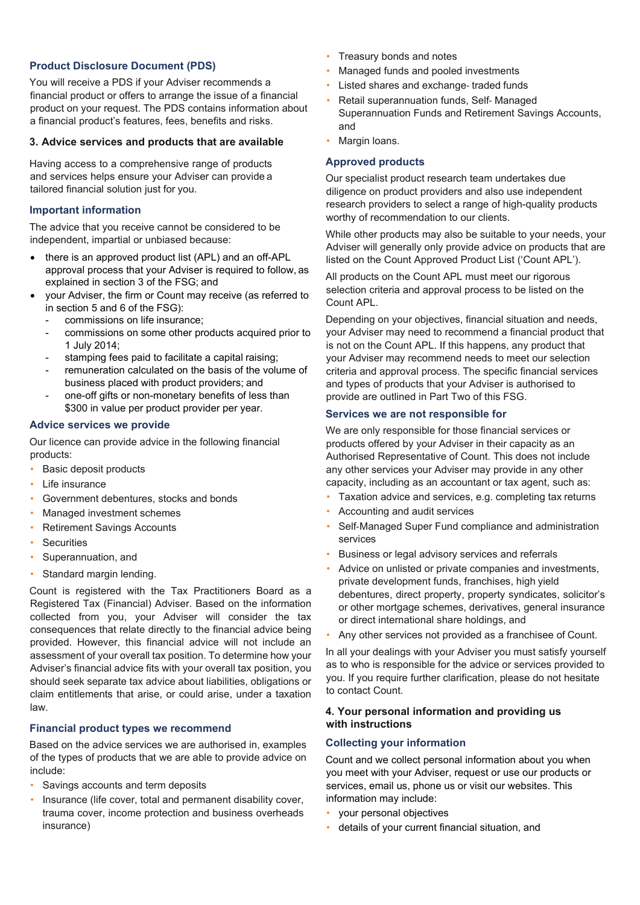### Product Disclosure Document (PDS)

You will receive a PDS if your Adviser recommends a financial product or offers to arrange the issue of a financial product on your request. The PDS contains information about a financial product's features, fees, benefits and risks.

## 3. Advice services and products that are available

Having access to a comprehensive range of products and services helps ensure your Adviser can provide a tailored financial solution just for you.

### Important information

The advice that you receive cannot be considered to be independent, impartial or unbiased because:

- there is an approved product list (APL) and an off-APL approval process that your Adviser is required to follow, as explained in section 3 of the FSG; and
- your Adviser, the firm or Count may receive (as referred to in section 5 and 6 of the FSG):
  - commissions on life insurance;
  - commissions on some other products acquired prior to 1 July 2014;
  - stamping fees paid to facilitate a capital raising;
  - remuneration calculated on the basis of the volume of business placed with product providers; and
  - one-off gifts or non-monetary benefits of less than $300 in value per product provider per year.

### Advice services we provide

Our licence can provide advice in the following financial products:

- Basic deposit products
- Life insurance
- Government debentures, stocks and bonds
- Managed investment schemes
- Retirement Savings Accounts
- Securities
- Superannuation, and
- Standard margin lending.

Count is registered with the Tax Practitioners Board as a Registered Tax (Financial) Adviser. Based on the information collected from you, your Adviser will consider the tax consequences that relate directly to the financial advice being provided. However, this financial advice will not include an assessment of your overall tax position. To determine how your Adviser's financial advice fits with your overall tax position, you should seek separate tax advice about liabilities, obligations or claim entitlements that arise, or could arise, under a taxation law.

### Financial product types we recommend

Based on the advice services we are authorised in, examples of the types of products that we are able to provide advice on include:

- Savings accounts and term deposits
- Insurance (life cover, total and permanent disability cover, trauma cover, income protection and business overheads insurance)
- Treasury bonds and notes
- Managed funds and pooled investments
- Listed shares and exchange- traded funds
- Retail superannuation funds, Self- Managed Superannuation Funds and Retirement Savings Accounts, and
- Margin loans.

### Approved products

Our specialist product research team undertakes due diligence on product providers and also use independent research providers to select a range of high-quality products worthy of recommendation to our clients.

While other products may also be suitable to your needs, your Adviser will generally only provide advice on products that are listed on the Count Approved Product List ('Count APL').

All products on the Count APL must meet our rigorous selection criteria and approval process to be listed on the Count APL.

Depending on your objectives, financial situation and needs, your Adviser may need to recommend a financial product that is not on the Count APL. If this happens, any product that your Adviser may recommend needs to meet our selection criteria and approval process. The specific financial services and types of products that your Adviser is authorised to provide are outlined in Part Two of this FSG.

### Services we are not responsible for

We are only responsible for those financial services or products offered by your Adviser in their capacity as an Authorised Representative of Count. This does not include any other services your Adviser may provide in any other capacity, including as an accountant or tax agent, such as:

- Taxation advice and services, e.g. completing tax returns
- Accounting and audit services
- Self-Managed Super Fund compliance and administration services
- Business or legal advisory services and referrals
- Advice on unlisted or private companies and investments, private development funds, franchises, high yield debentures, direct property, property syndicates, solicitor's or other mortgage schemes, derivatives, general insurance or direct international share holdings, and
- Any other services not provided as a franchisee of Count.

In all your dealings with your Adviser you must satisfy yourself as to who is responsible for the advice or services provided to you. If you require further clarification, please do not hesitate to contact Count.

## 4. Your personal information and providing us with instructions

### Collecting your information

Count and we collect personal information about you when you meet with your Adviser, request or use our products or services, email us, phone us or visit our websites. This information may include:

- your personal objectives
- details of your current financial situation, and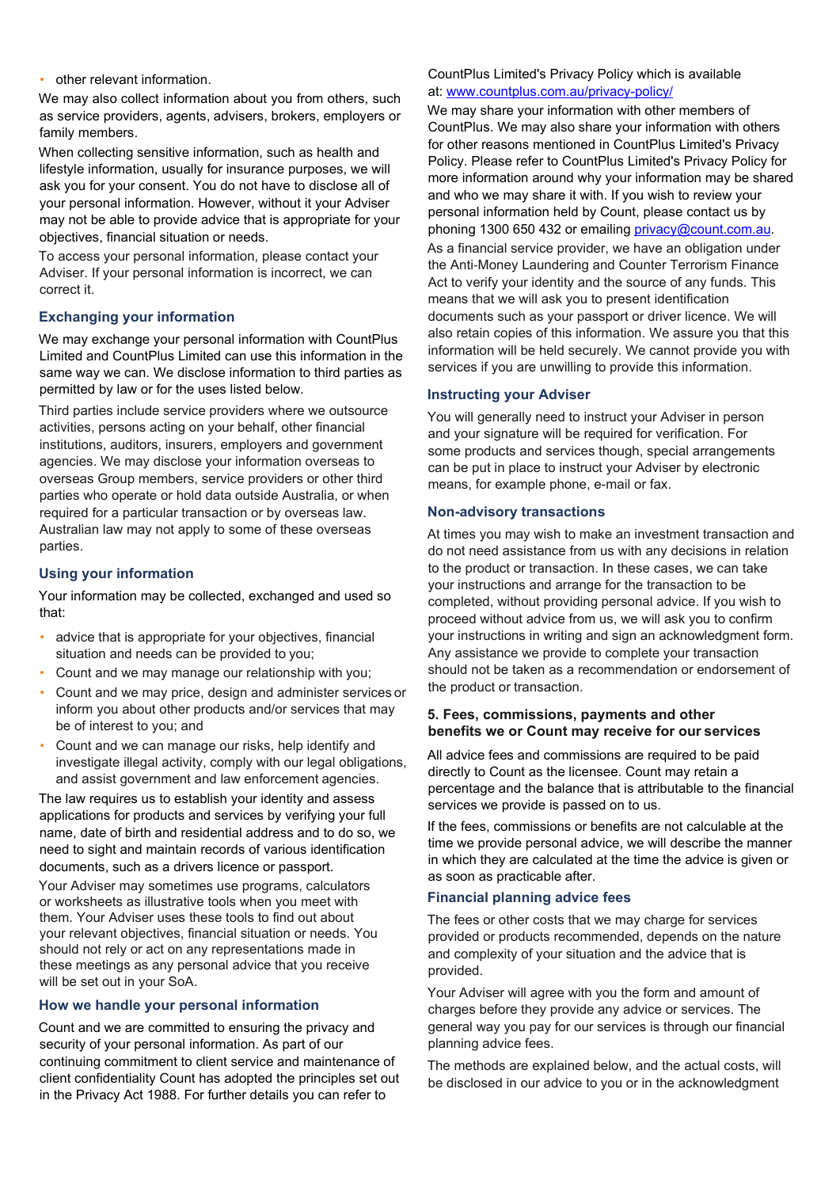- other relevant information.

We may also collect information about you from others, such as service providers, agents, advisers, brokers, employers or family members.

When collecting sensitive information, such as health and lifestyle information, usually for insurance purposes, we will ask you for your consent. You do not have to disclose all of your personal information. However, without it your Adviser may not be able to provide advice that is appropriate for your objectives, financial situation or needs.

To access your personal information, please contact your Adviser. If your personal information is incorrect, we can correct it.

### Exchanging your information

We may exchange your personal information with CountPlus Limited and CountPlus Limited can use this information in the same way we can. We disclose information to third parties as permitted by law or for the uses listed below.

Third parties include service providers where we outsource activities, persons acting on your behalf, other financial institutions, auditors, insurers, employers and government agencies. We may disclose your information overseas to overseas Group members, service providers or other third parties who operate or hold data outside Australia, or when required for a particular transaction or by overseas law. Australian law may not apply to some of these overseas parties.

### Using your information

Your information may be collected, exchanged and used so that:

- advice that is appropriate for your objectives, financial situation and needs can be provided to you;
- Count and we may manage our relationship with you;
- Count and we may price, design and administer services or inform you about other products and/or services that may be of interest to you; and
- Count and we can manage our risks, help identify and investigate illegal activity, comply with our legal obligations, and assist government and law enforcement agencies.

The law requires us to establish your identity and assess applications for products and services by verifying your full name, date of birth and residential address and to do so, we need to sight and maintain records of various identification documents, such as a drivers licence or passport.

Your Adviser may sometimes use programs, calculators or worksheets as illustrative tools when you meet with them. Your Adviser uses these tools to find out about your relevant objectives, financial situation or needs. You should not rely or act on any representations made in these meetings as any personal advice that you receive will be set out in your SoA.

### How we handle your personal information

Count and we are committed to ensuring the privacy and security of your personal information. As part of our continuing commitment to client service and maintenance of client confidentiality Count has adopted the principles set out in the Privacy Act 1988. For further details you can refer to CountPlus Limited's Privacy Policy which is available at: [www.countplus.com.au/privacy-policy/](www.countplus.com.au/privacy-policy/)

We may share your information with other members of CountPlus. We may also share your information with others for other reasons mentioned in CountPlus Limited's Privacy Policy. Please refer to CountPlus Limited's Privacy Policy for more information around why your information may be shared and who we may share it with. If you wish to review your personal information held by Count, please contact us by phoning 1300 650 432 or emailing [privacy@count.com.au](mailto:privacy@count.com.au).

As a financial service provider, we have an obligation under the Anti-Money Laundering and Counter Terrorism Finance Act to verify your identity and the source of any funds. This means that we will ask you to present identification documents such as your passport or driver licence. We will also retain copies of this information. We assure you that this information will be held securely. We cannot provide you with services if you are unwilling to provide this information.

### Instructing your Adviser

You will generally need to instruct your Adviser in person and your signature will be required for verification. For some products and services though, special arrangements can be put in place to instruct your Adviser by electronic means, for example phone, e-mail or fax.

### Non-advisory transactions

At times you may wish to make an investment transaction and do not need assistance from us with any decisions in relation to the product or transaction. In these cases, we can take your instructions and arrange for the transaction to be completed, without providing personal advice. If you wish to proceed without advice from us, we will ask you to confirm your instructions in writing and sign an acknowledgment form. Any assistance we provide to complete your transaction should not be taken as a recommendation or endorsement of the product or transaction.

## 5. Fees, commissions, payments and other benefits we or Count may receive for our services

All advice fees and commissions are required to be paid directly to Count as the licensee. Count may retain a percentage and the balance that is attributable to the financial services we provide is passed on to us.

If the fees, commissions or benefits are not calculable at the time we provide personal advice, we will describe the manner in which they are calculated at the time the advice is given or as soon as practicable after.

### Financial planning advice fees

The fees or other costs that we may charge for services provided or products recommended, depends on the nature and complexity of your situation and the advice that is provided.

Your Adviser will agree with you the form and amount of charges before they provide any advice or services. The general way you pay for our services is through our financial planning advice fees.

The methods are explained below, and the actual costs, will be disclosed in our advice to you or in the acknowledgment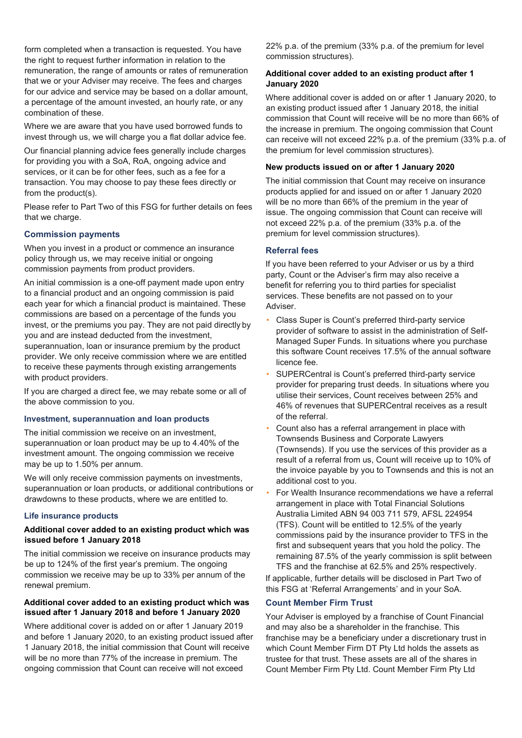form completed when a transaction is requested. You have the right to request further information in relation to the remuneration, the range of amounts or rates of remuneration that we or your Adviser may receive. The fees and charges for our advice and service may be based on a dollar amount, a percentage of the amount invested, an hourly rate, or any combination of these.

Where we are aware that you have used borrowed funds to invest through us, we will charge you a flat dollar advice fee.

Our financial planning advice fees generally include charges for providing you with a SoA, RoA, ongoing advice and services, or it can be for other fees, such as a fee for a transaction. You may choose to pay these fees directly or from the product(s).

Please refer to Part Two of this FSG for further details on fees that we charge.

## Commission payments

When you invest in a product or commence an insurance policy through us, we may receive initial or ongoing commission payments from product providers.

An initial commission is a one-off payment made upon entry to a financial product and an ongoing commission is paid each year for which a financial product is maintained. These commissions are based on a percentage of the funds you invest, or the premiums you pay. They are not paid directly by you and are instead deducted from the investment, superannuation, loan or insurance premium by the product provider. We only receive commission where we are entitled to receive these payments through existing arrangements with product providers.

If you are charged a direct fee, we may rebate some or all of the above commission to you.

### Investment, superannuation and loan products

The initial commission we receive on an investment, superannuation or loan product may be up to 4.40% of the investment amount. The ongoing commission we receive may be up to 1.50% per annum.

We will only receive commission payments on investments, superannuation or loan products, or additional contributions or drawdowns to these products, where we are entitled to.

### Life insurance products

**Additional cover added to an existing product which was issued before 1 January 2018**

The initial commission we receive on insurance products may be up to 124% of the first year's premium. The ongoing commission we receive may be up to 33% per annum of the renewal premium.

**Additional cover added to an existing product which was issued after 1 January 2018 and before 1 January 2020**

Where additional cover is added on or after 1 January 2019 and before 1 January 2020, to an existing product issued after 1 January 2018, the initial commission that Count will receive will be no more than 77% of the increase in premium. The ongoing commission that Count can receive will not exceed 22% p.a. of the premium (33% p.a. of the premium for level commission structures).

**Additional cover added to an existing product after 1 January 2020**

Where additional cover is added on or after 1 January 2020, to an existing product issued after 1 January 2018, the initial commission that Count will receive will be no more than 66% of the increase in premium. The ongoing commission that Count can receive will not exceed 22% p.a. of the premium (33% p.a. of the premium for level commission structures).

**New products issued on or after 1 January 2020**

The initial commission that Count may receive on insurance products applied for and issued on or after 1 January 2020 will be no more than 66% of the premium in the year of issue. The ongoing commission that Count can receive will not exceed 22% p.a. of the premium (33% p.a. of the premium for level commission structures).

## Referral fees

If you have been referred to your Adviser or us by a third party, Count or the Adviser's firm may also receive a benefit for referring you to third parties for specialist services. These benefits are not passed on to your Adviser.

- Class Super is Count's preferred third-party service provider of software to assist in the administration of Self-Managed Super Funds. In situations where you purchase this software Count receives 17.5% of the annual software licence fee.
- SUPERCentral is Count's preferred third-party service provider for preparing trust deeds. In situations where you utilise their services, Count receives between 25% and 46% of revenues that SUPERCentral receives as a result of the referral.
- Count also has a referral arrangement in place with Townsends Business and Corporate Lawyers (Townsends). If you use the services of this provider as a result of a referral from us, Count will receive up to 10% of the invoice payable by you to Townsends and this is not an additional cost to you.
- For Wealth Insurance recommendations we have a referral arrangement in place with Total Financial Solutions Australia Limited ABN 94 003 711 579, AFSL 224954 (TFS). Count will be entitled to 12.5% of the yearly commissions paid by the insurance provider to TFS in the first and subsequent years that you hold the policy. The remaining 87.5% of the yearly commission is split between TFS and the franchise at 62.5% and 25% respectively.

If applicable, further details will be disclosed in Part Two of this FSG at 'Referral Arrangements' and in your SoA.

## Count Member Firm Trust

Your Adviser is employed by a franchise of Count Financial and may also be a shareholder in the franchise. This franchise may be a beneficiary under a discretionary trust in which Count Member Firm DT Pty Ltd holds the assets as trustee for that trust. These assets are all of the shares in Count Member Firm Pty Ltd. Count Member Firm Pty Ltd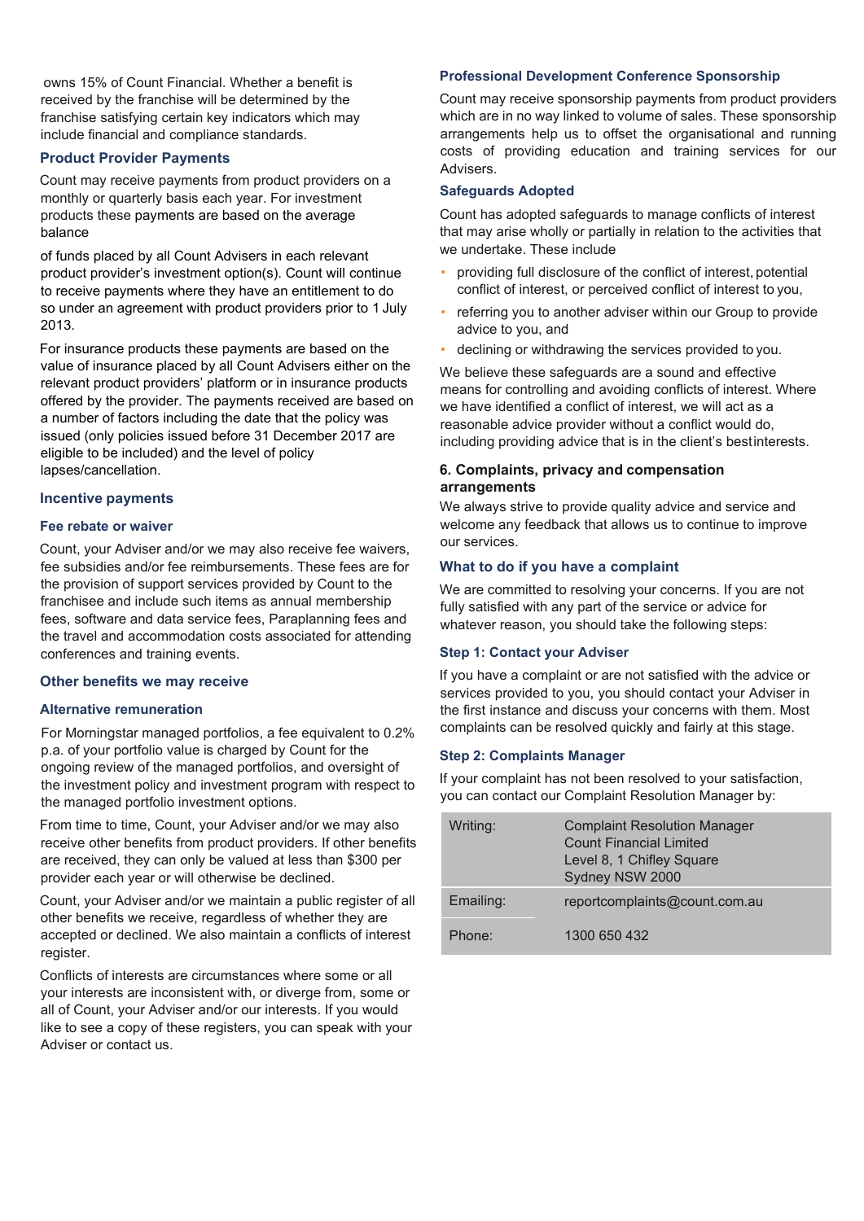owns 15% of Count Financial. Whether a benefit is received by the franchise will be determined by the franchise satisfying certain key indicators which may include financial and compliance standards.

### Product Provider Payments

Count may receive payments from product providers on a monthly or quarterly basis each year. For investment products these payments are based on the average balance

of funds placed by all Count Advisers in each relevant product provider's investment option(s). Count will continue to receive payments where they have an entitlement to do so under an agreement with product providers prior to 1 July 2013.

For insurance products these payments are based on the value of insurance placed by all Count Advisers either on the relevant product providers' platform or in insurance products offered by the provider. The payments received are based on a number of factors including the date that the policy was issued (only policies issued before 31 December 2017 are eligible to be included) and the level of policy lapses/cancellation.

### Incentive payments

#### Fee rebate or waiver

Count, your Adviser and/or we may also receive fee waivers, fee subsidies and/or fee reimbursements. These fees are for the provision of support services provided by Count to the franchisee and include such items as annual membership fees, software and data service fees, Paraplanning fees and the travel and accommodation costs associated for attending conferences and training events.

### Other benefits we may receive

#### Alternative remuneration

For Morningstar managed portfolios, a fee equivalent to 0.2% p.a. of your portfolio value is charged by Count for the ongoing review of the managed portfolios, and oversight of the investment policy and investment program with respect to the managed portfolio investment options.

From time to time, Count, your Adviser and/or we may also receive other benefits from product providers. If other benefits are received, they can only be valued at less than $300 per provider each year or will otherwise be declined.

Count, your Adviser and/or we maintain a public register of all other benefits we receive, regardless of whether they are accepted or declined. We also maintain a conflicts of interest register.

Conflicts of interests are circumstances where some or all your interests are inconsistent with, or diverge from, some or all of Count, your Adviser and/or our interests. If you would like to see a copy of these registers, you can speak with your Adviser or contact us.

#### Professional Development Conference Sponsorship

Count may receive sponsorship payments from product providers which are in no way linked to volume of sales. These sponsorship arrangements help us to offset the organisational and running costs of providing education and training services for our Advisers.

#### Safeguards Adopted

Count has adopted safeguards to manage conflicts of interest that may arise wholly or partially in relation to the activities that we undertake. These include

- providing full disclosure of the conflict of interest, potential conflict of interest, or perceived conflict of interest to you,
- referring you to another adviser within our Group to provide advice to you, and
- declining or withdrawing the services provided to you.

We believe these safeguards are a sound and effective means for controlling and avoiding conflicts of interest. Where we have identified a conflict of interest, we will act as a reasonable advice provider without a conflict would do, including providing advice that is in the client's best interests.

## 6. Complaints, privacy and compensation arrangements

We always strive to provide quality advice and service and welcome any feedback that allows us to continue to improve our services.

### What to do if you have a complaint

We are committed to resolving your concerns. If you are not fully satisfied with any part of the service or advice for whatever reason, you should take the following steps:

#### Step 1: Contact your Adviser

If you have a complaint or are not satisfied with the advice or services provided to you, you should contact your Adviser in the first instance and discuss your concerns with them. Most complaints can be resolved quickly and fairly at this stage.

#### Step 2: Complaints Manager

If your complaint has not been resolved to your satisfaction, you can contact our Complaint Resolution Manager by:

| | |
|---|---|
| Writing: | Complaint Resolution Manager<br>Count Financial Limited<br>Level 8, 1 Chifley Square<br>Sydney NSW 2000 |
| Emailing: | reportcomplaints@count.com.au |
| Phone: | 1300 650 432 |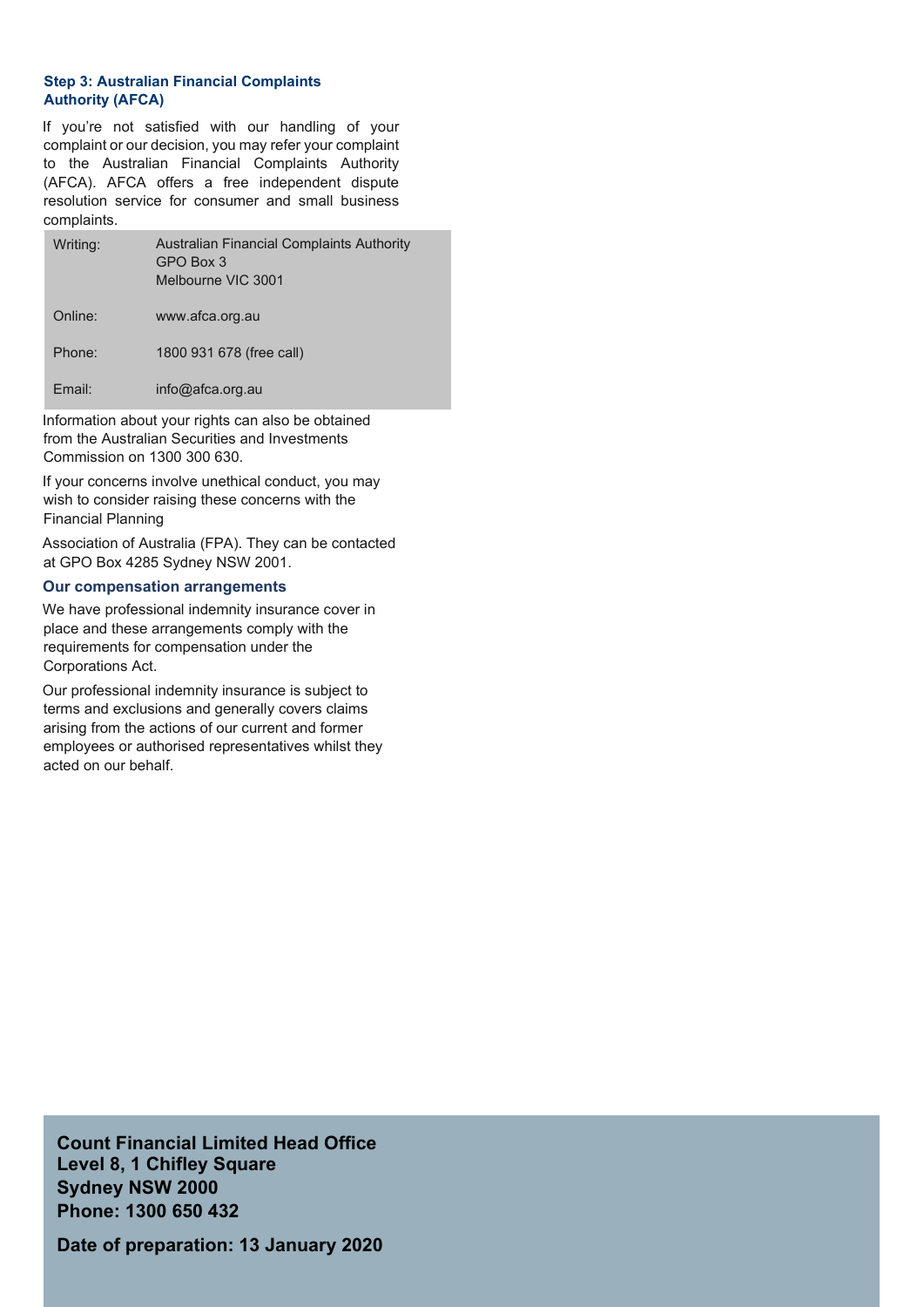### Step 3: Australian Financial Complaints Authority (AFCA)

If you're not satisfied with our handling of your complaint or our decision, you may refer your complaint to the Australian Financial Complaints Authority (AFCA). AFCA offers a free independent dispute resolution service for consumer and small business complaints.

| | |
|---|---|
| Writing: | Australian Financial Complaints Authority<br>GPO Box 3<br>Melbourne VIC 3001 |
| Online: | www.afca.org.au |
| Phone: | 1800 931 678 (free call) |
| Email: | info@afca.org.au |

Information about your rights can also be obtained from the Australian Securities and Investments Commission on 1300 300 630.

If your concerns involve unethical conduct, you may wish to consider raising these concerns with the Financial Planning

Association of Australia (FPA). They can be contacted at GPO Box 4285 Sydney NSW 2001.

### Our compensation arrangements

We have professional indemnity insurance cover in place and these arrangements comply with the requirements for compensation under the Corporations Act.

Our professional indemnity insurance is subject to terms and exclusions and generally covers claims arising from the actions of our current and former employees or authorised representatives whilst they acted on our behalf.

**Count Financial Limited Head Office**
**Level 8, 1 Chifley Square**
**Sydney NSW 2000**
**Phone: 1300 650 432**

**Date of preparation: 13 January 2020**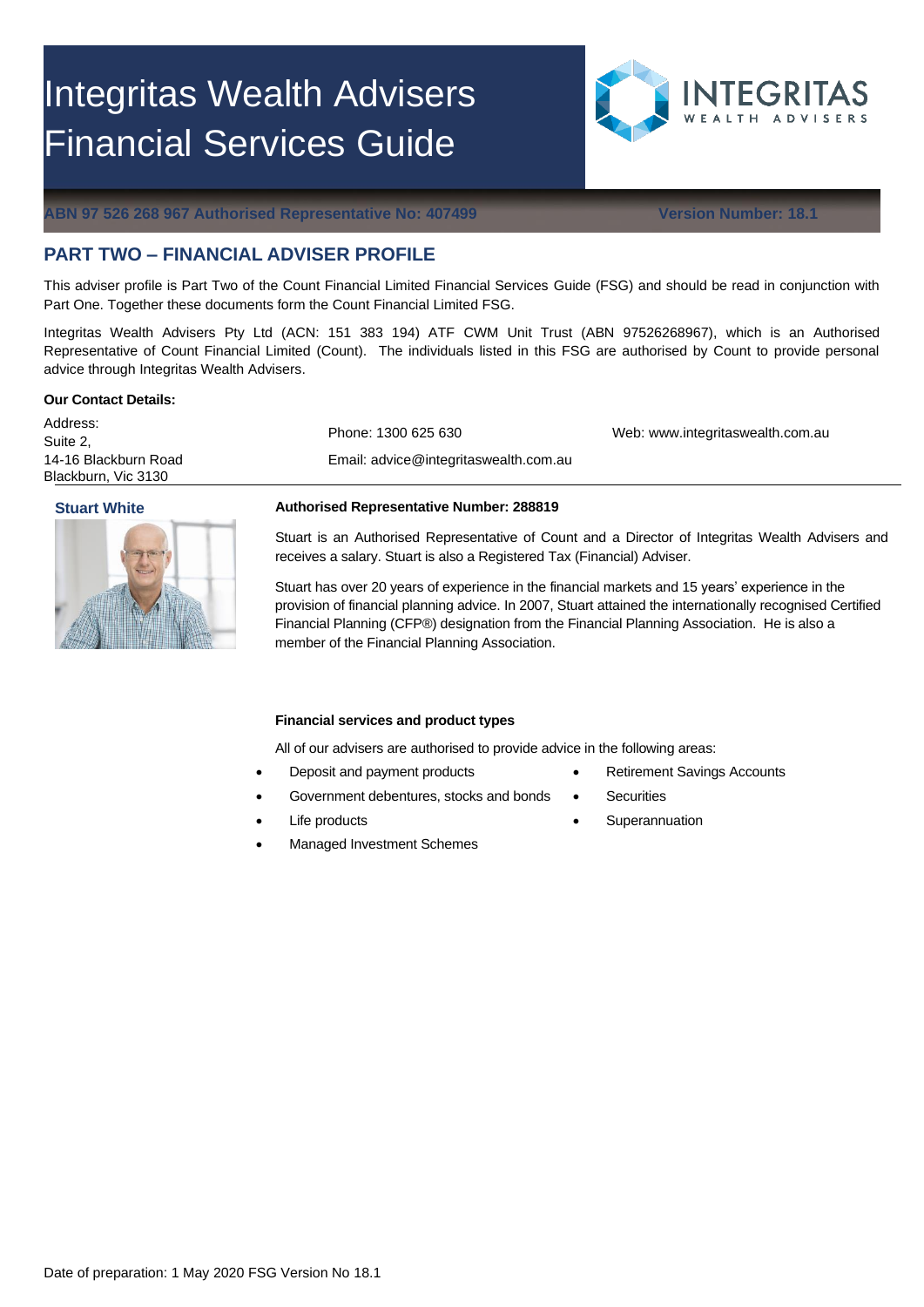# Integritas Wealth Advisers Financial Services Guide

**ABN 97 526 268 967 Authorised Representative No: 407499** **Version Number: 18.1**

## PART TWO – FINANCIAL ADVISER PROFILE

This adviser profile is Part Two of the Count Financial Limited Financial Services Guide (FSG) and should be read in conjunction with Part One. Together these documents form the Count Financial Limited FSG.

Integritas Wealth Advisers Pty Ltd (ACN: 151 383 194) ATF CWM Unit Trust (ABN 97526268967), which is an Authorised Representative of Count Financial Limited (Count). The individuals listed in this FSG are authorised by Count to provide personal advice through Integritas Wealth Advisers.

**Our Contact Details:**

Address:
Suite 2,
14-16 Blackburn Road
Blackburn, Vic 3130

Phone: 1300 625 630

Email: advice@integritaswealth.com.au

Web: www.integritaswealth.com.au

### Stuart White

**Authorised Representative Number: 288819**

Stuart is an Authorised Representative of Count and a Director of Integritas Wealth Advisers and receives a salary. Stuart is also a Registered Tax (Financial) Adviser.

Stuart has over 20 years of experience in the financial markets and 15 years' experience in the provision of financial planning advice. In 2007, Stuart attained the internationally recognised Certified Financial Planning (CFP®) designation from the Financial Planning Association. He is also a member of the Financial Planning Association.

**Financial services and product types**

All of our advisers are authorised to provide advice in the following areas:

- Deposit and payment products
- Government debentures, stocks and bonds
- Life products
- Managed Investment Schemes
- Retirement Savings Accounts
- Securities
- Superannuation

Date of preparation: 1 May 2020 FSG Version No 18.1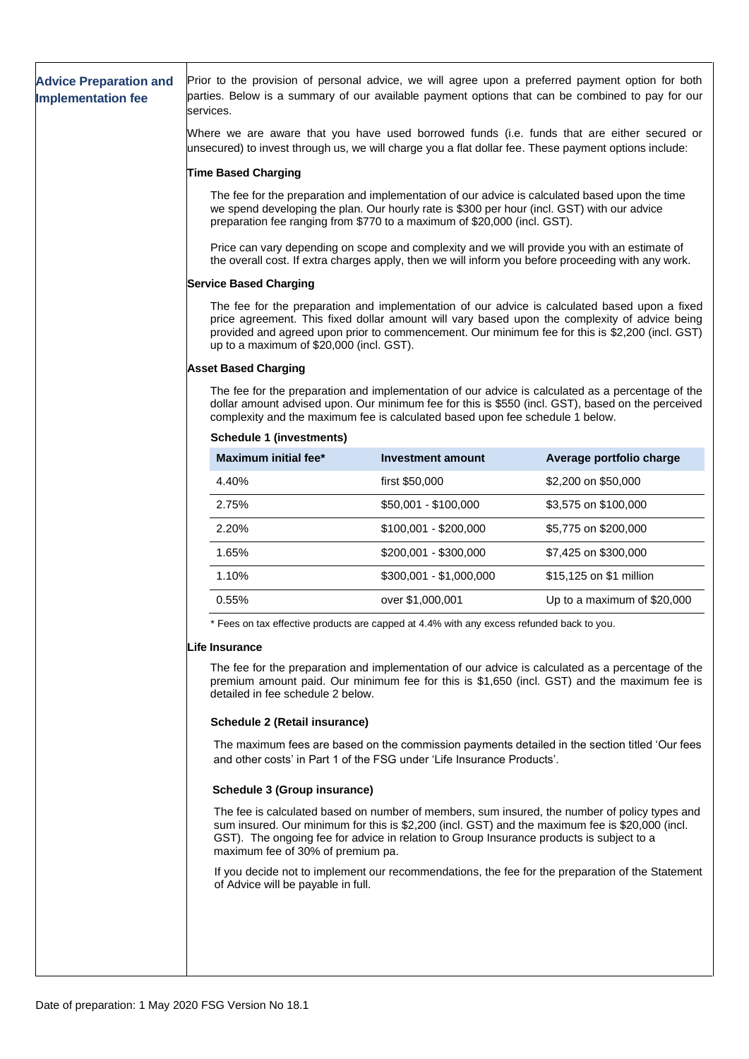## Advice Preparation and Implementation fee

Prior to the provision of personal advice, we will agree upon a preferred payment option for both parties. Below is a summary of our available payment options that can be combined to pay for our services.

Where we are aware that you have used borrowed funds (i.e. funds that are either secured or unsecured) to invest through us, we will charge you a flat dollar fee. These payment options include:

**Time Based Charging**

The fee for the preparation and implementation of our advice is calculated based upon the time we spend developing the plan. Our hourly rate is $300 per hour (incl. GST) with our advice preparation fee ranging from $770 to a maximum of $20,000 (incl. GST).

Price can vary depending on scope and complexity and we will provide you with an estimate of the overall cost. If extra charges apply, then we will inform you before proceeding with any work.

**Service Based Charging**

The fee for the preparation and implementation of our advice is calculated based upon a fixed price agreement. This fixed dollar amount will vary based upon the complexity of advice being provided and agreed upon prior to commencement. Our minimum fee for this is $2,200 (incl. GST) up to a maximum of $20,000 (incl. GST).

**Asset Based Charging**

The fee for the preparation and implementation of our advice is calculated as a percentage of the dollar amount advised upon. Our minimum fee for this is $550 (incl. GST), based on the perceived complexity and the maximum fee is calculated based upon fee schedule 1 below.

**Schedule 1 (investments)**

| Maximum initial fee* | Investment amount | Average portfolio charge |
|---|---|---|
| 4.40% | first $50,000 | $2,200 on $50,000 |
| 2.75% | $50,001 - $100,000 | $3,575 on $100,000 |
| 2.20% | $100,001 - $200,000 | $5,775 on $200,000 |
| 1.65% | $200,001 - $300,000 | $7,425 on $300,000 |
| 1.10% | $300,001 - $1,000,000 | $15,125 on $1 million |
| 0.55% | over $1,000,001 | Up to a maximum of $20,000 |

* Fees on tax effective products are capped at 4.4% with any excess refunded back to you.

**Life Insurance**

The fee for the preparation and implementation of our advice is calculated as a percentage of the premium amount paid. Our minimum fee for this is $1,650 (incl. GST) and the maximum fee is detailed in fee schedule 2 below.

**Schedule 2 (Retail insurance)**

The maximum fees are based on the commission payments detailed in the section titled 'Our fees and other costs' in Part 1 of the FSG under 'Life Insurance Products'.

**Schedule 3 (Group insurance)**

The fee is calculated based on number of members, sum insured, the number of policy types and sum insured. Our minimum for this is $2,200 (incl. GST) and the maximum fee is $20,000 (incl. GST). The ongoing fee for advice in relation to Group Insurance products is subject to a maximum fee of 30% of premium pa.

If you decide not to implement our recommendations, the fee for the preparation of the Statement of Advice will be payable in full.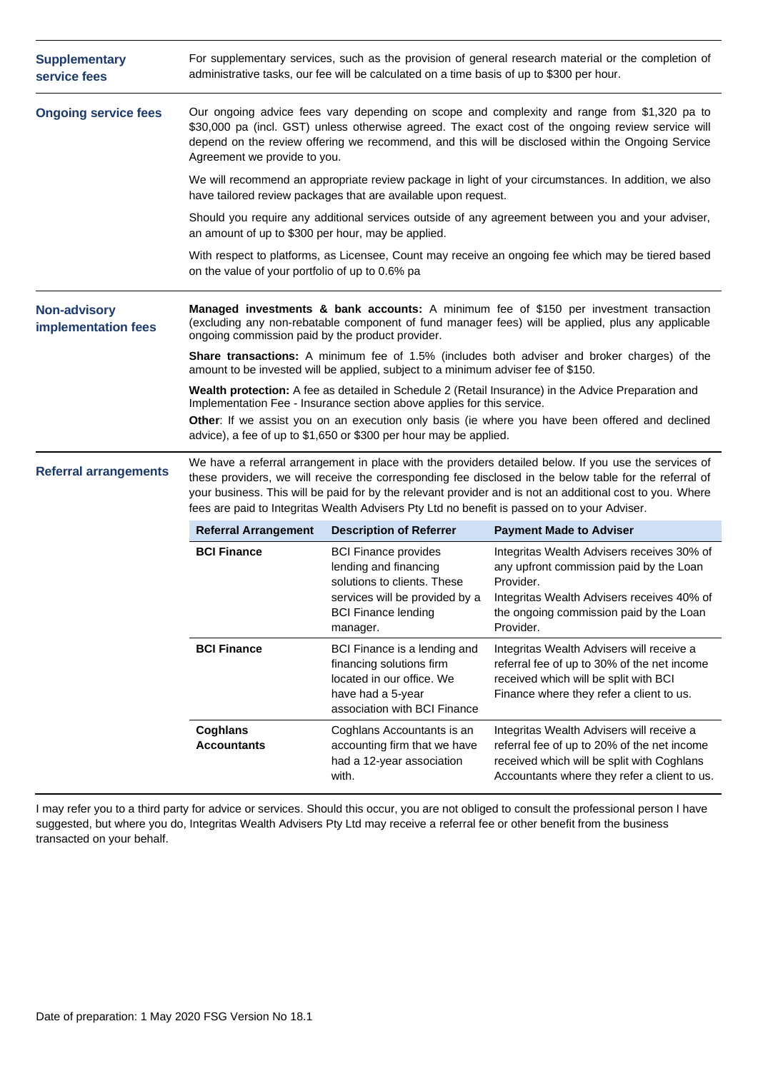| | |
|---|---|
| **Supplementary service fees** | For supplementary services, such as the provision of general research material or the completion of administrative tasks, our fee will be calculated on a time basis of up to $300 per hour. |
| **Ongoing service fees** | Our ongoing advice fees vary depending on scope and complexity and range from $1,320 pa to $30,000 pa (incl. GST) unless otherwise agreed. The exact cost of the ongoing review service will depend on the review offering we recommend, and this will be disclosed within the Ongoing Service Agreement we provide to you.<br><br>We will recommend an appropriate review package in light of your circumstances. In addition, we also have tailored review packages that are available upon request.<br><br>Should you require any additional services outside of any agreement between you and your adviser, an amount of up to $300 per hour, may be applied.<br><br>With respect to platforms, as Licensee, Count may receive an ongoing fee which may be tiered based on the value of your portfolio of up to 0.6% pa |
| **Non-advisory implementation fees** | **Managed investments & bank accounts:** A minimum fee of $150 per investment transaction (excluding any non-rebatable component of fund manager fees) will be applied, plus any applicable ongoing commission paid by the product provider.<br><br>**Share transactions:** A minimum fee of 1.5% (includes both adviser and broker charges) of the amount to be invested will be applied, subject to a minimum adviser fee of $150.<br><br>**Wealth protection:** A fee as detailed in Schedule 2 (Retail Insurance) in the Advice Preparation and Implementation Fee - Insurance section above applies for this service.<br>**Other**: If we assist you on an execution only basis (ie where you have been offered and declined advice), a fee of up to $1,650 or $300 per hour may be applied. |
| **Referral arrangements** | We have a referral arrangement in place with the providers detailed below. If you use the services of these providers, we will receive the corresponding fee disclosed in the below table for the referral of your business. This will be paid for by the relevant provider and is not an additional cost to you. Where fees are paid to Integritas Wealth Advisers Pty Ltd no benefit is passed on to your Adviser. |

| Referral Arrangement | Description of Referrer | Payment Made to Adviser |
|---|---|---|
| **BCI Finance** | BCI Finance provides lending and financing solutions to clients. These services will be provided by a BCI Finance lending manager. | Integritas Wealth Advisers receives 30% of any upfront commission paid by the Loan Provider.<br>Integritas Wealth Advisers receives 40% of the ongoing commission paid by the Loan Provider. |
| **BCI Finance** | BCI Finance is a lending and financing solutions firm located in our office. We have had a 5-year association with BCI Finance | Integritas Wealth Advisers will receive a referral fee of up to 30% of the net income received which will be split with BCI Finance where they refer a client to us. |
| **Coghlans Accountants** | Coghlans Accountants is an accounting firm that we have had a 12-year association with. | Integritas Wealth Advisers will receive a referral fee of up to 20% of the net income received which will be split with Coghlans Accountants where they refer a client to us. |

I may refer you to a third party for advice or services. Should this occur, you are not obliged to consult the professional person I have suggested, but where you do, Integritas Wealth Advisers Pty Ltd may receive a referral fee or other benefit from the business transacted on your behalf.

Date of preparation: 1 May 2020 FSG Version No 18.1